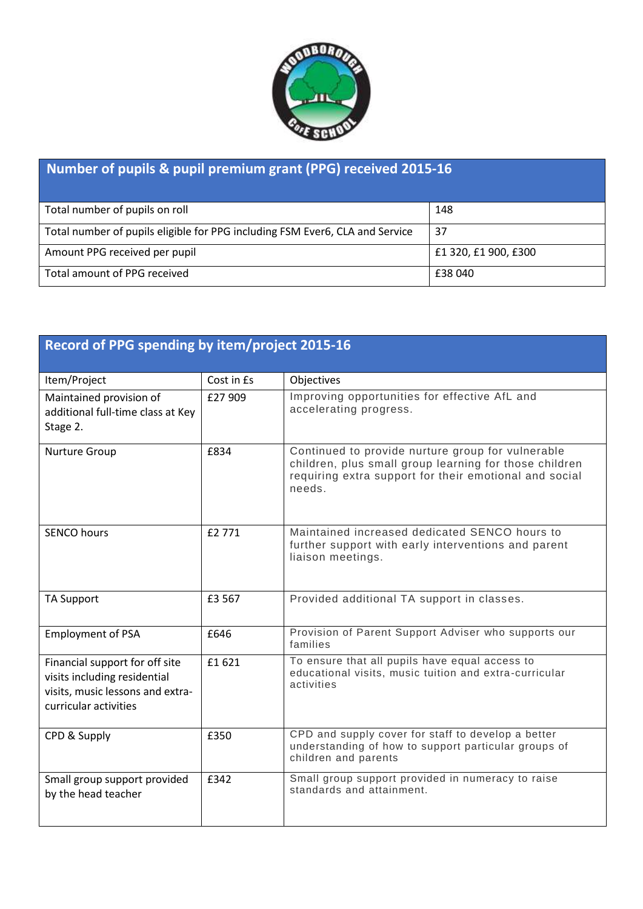| Number of pupils & pupil premium grant (PPG) received 2015-16 | |
|---|---|
| Total number of pupils on roll | 148 |
| Total number of pupils eligible for PPG including FSM Ever6, CLA and Service | 37 |
| Amount PPG received per pupil | £1 320, £1 900, £300 |
| Total amount of PPG received | £38 040 |

| Record of PPG spending by item/project 2015-16 | | |
|---|---|---|
| Item/Project | Cost in £s | Objectives |
| Maintained provision of additional full-time class at Key Stage 2. | £27 909 | Improving opportunities for effective AfL and accelerating progress. |
| Nurture Group | £834 | Continued to provide nurture group for vulnerable children, plus small group learning for those children requiring extra support for their emotional and social needs. |
| SENCO hours | £2 771 | Maintained increased dedicated SENCO hours to further support with early interventions and parent liaison meetings. |
| TA Support | £3 567 | Provided additional TA support in classes. |
| Employment of PSA | £646 | Provision of Parent Support Adviser who supports our families |
| Financial support for off site visits including residential visits, music lessons and extra-curricular activities | £1 621 | To ensure that all pupils have equal access to educational visits, music tuition and extra-curricular activities |
| CPD & Supply | £350 | CPD and supply cover for staff to develop a better understanding of how to support particular groups of children and parents |
| Small group support provided by the head teacher | £342 | Small group support provided in numeracy to raise standards and attainment. |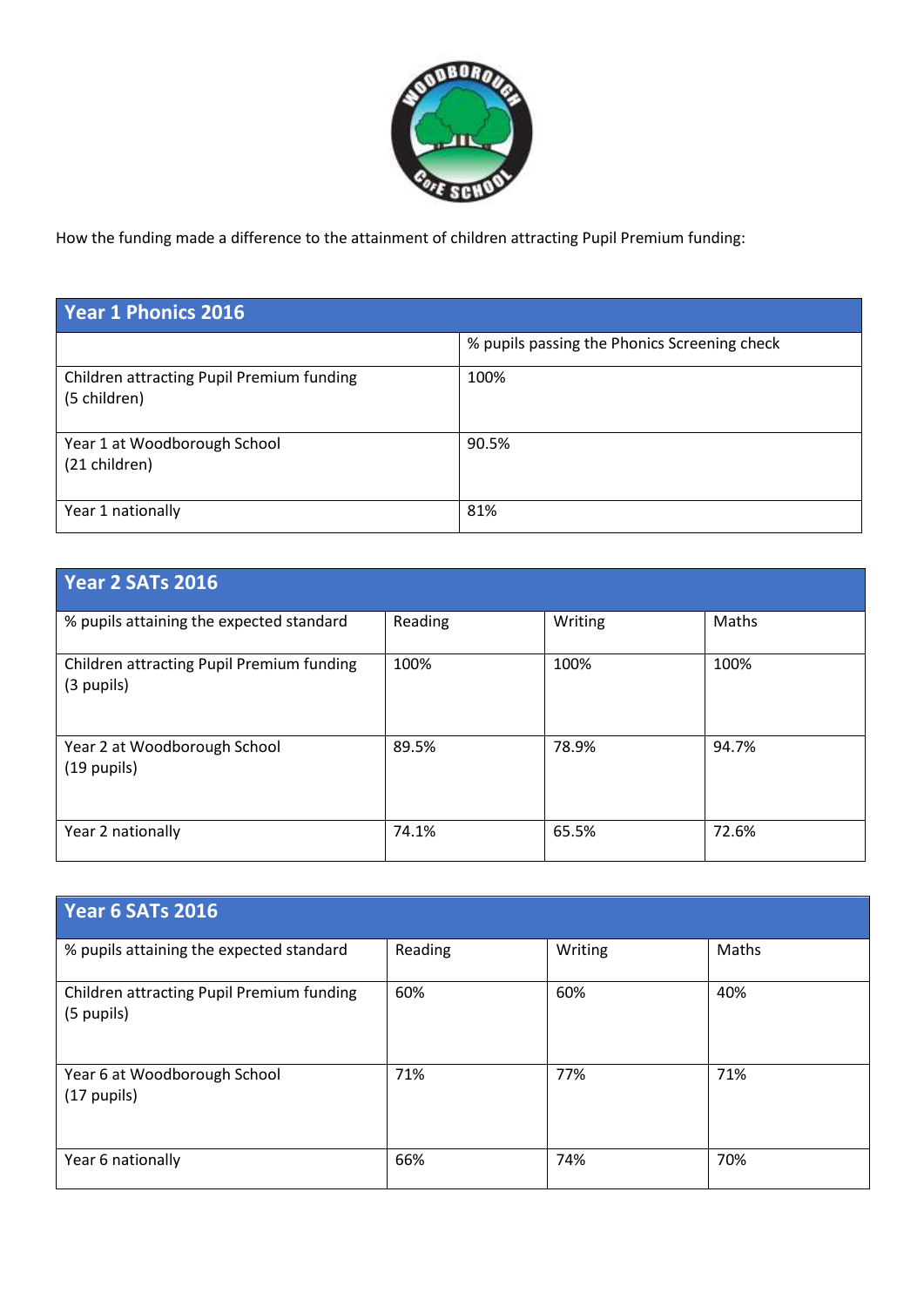How the funding made a difference to the attainment of children attracting Pupil Premium funding:

| Year 1 Phonics 2016 | |
|---|---|
| | % pupils passing the Phonics Screening check |
| Children attracting Pupil Premium funding (5 children) | 100% |
| Year 1 at Woodborough School (21 children) | 90.5% |
| Year 1 nationally | 81% |

| Year 2 SATs 2016 | | | |
|---|---|---|---|
| % pupils attaining the expected standard | Reading | Writing | Maths |
| Children attracting Pupil Premium funding (3 pupils) | 100% | 100% | 100% |
| Year 2 at Woodborough School (19 pupils) | 89.5% | 78.9% | 94.7% |
| Year 2 nationally | 74.1% | 65.5% | 72.6% |

| Year 6 SATs 2016 | | | |
|---|---|---|---|
| % pupils attaining the expected standard | Reading | Writing | Maths |
| Children attracting Pupil Premium funding (5 pupils) | 60% | 60% | 40% |
| Year 6 at Woodborough School (17 pupils) | 71% | 77% | 71% |
| Year 6 nationally | 66% | 74% | 70% |